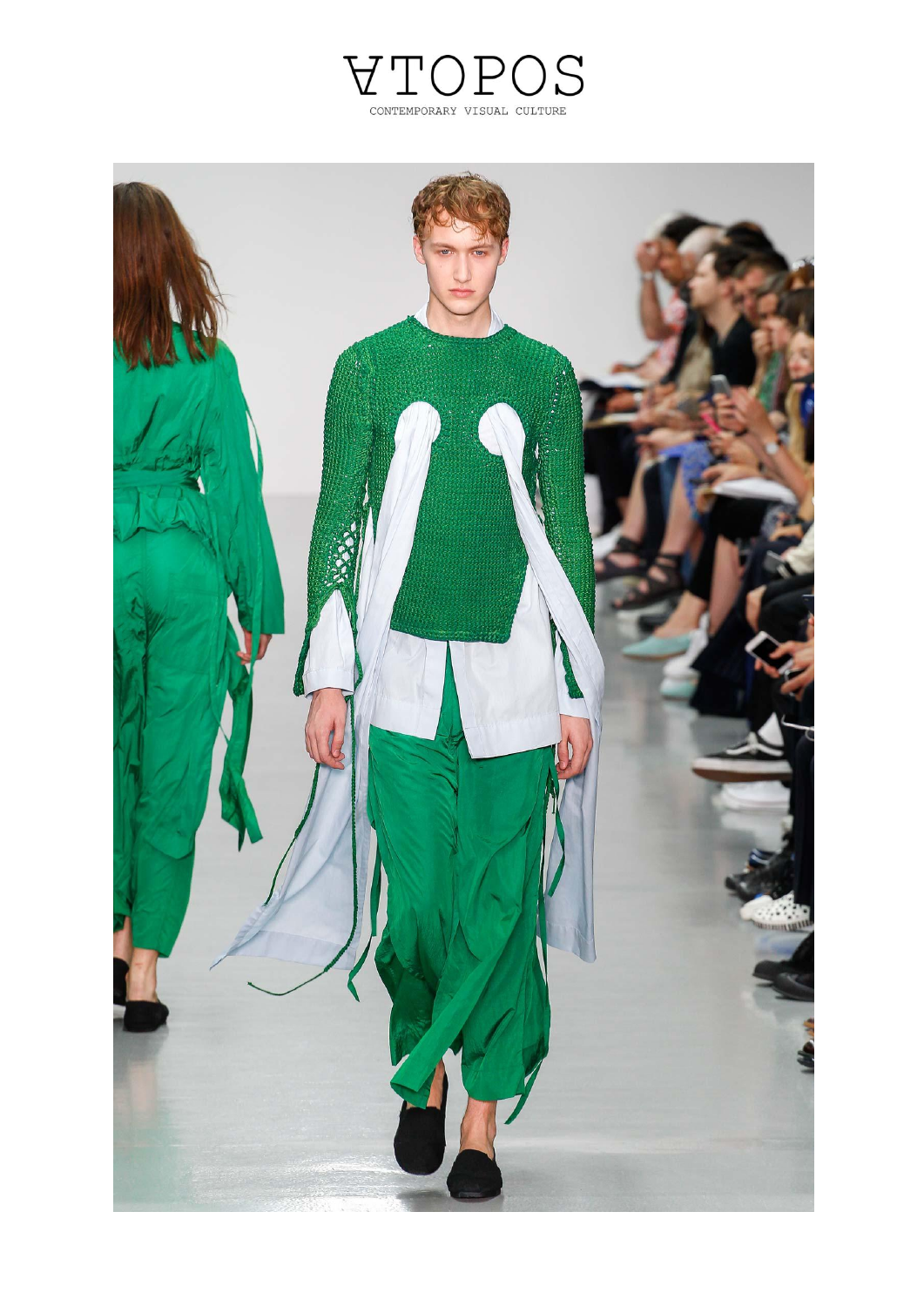# ATOPOS

CONTEMPORARY VISUAL CULTURE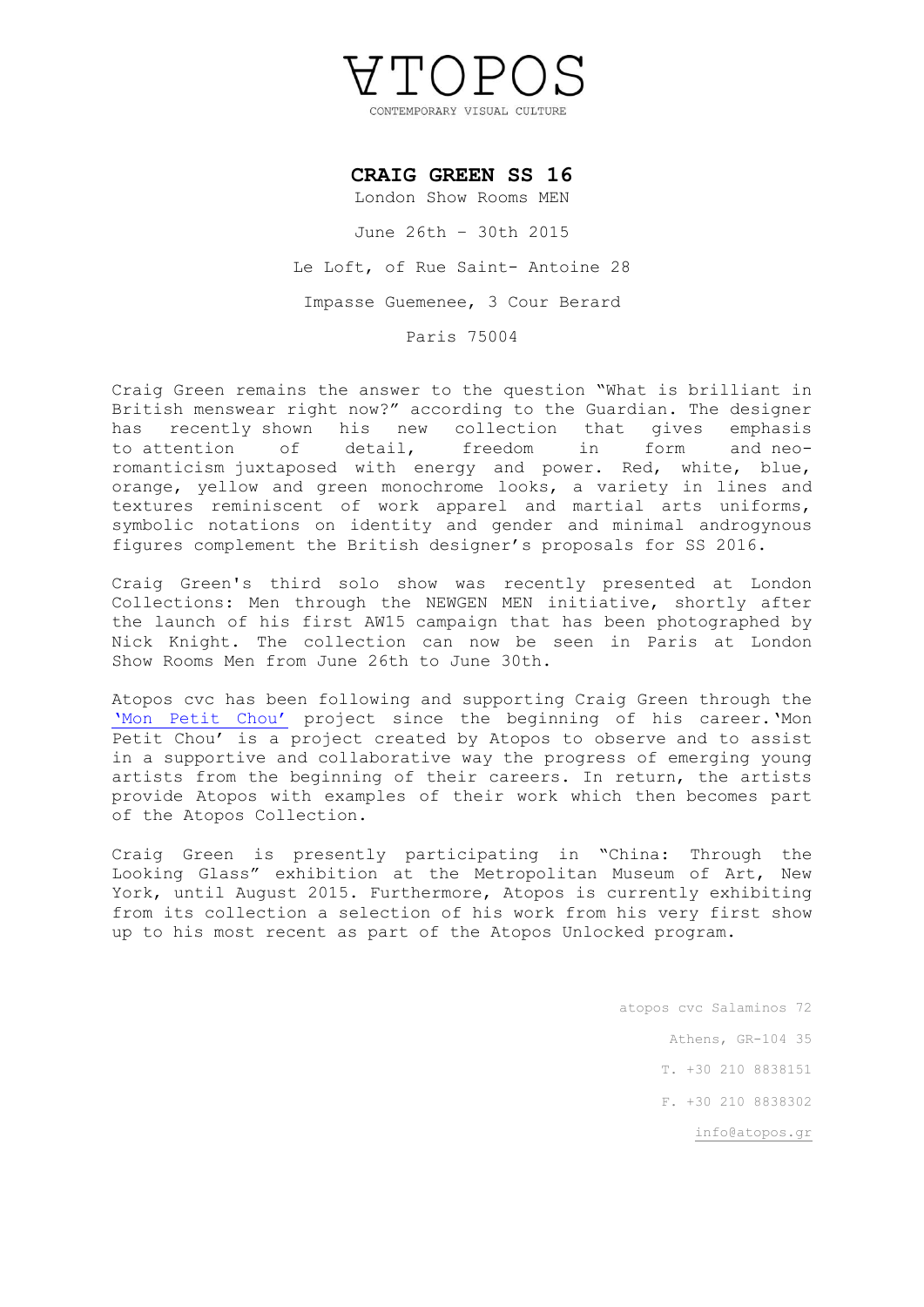ⱯTOPOS

CONTEMPORARY VISUAL CULTURE

# CRAIG GREEN SS 16

London Show Rooms MEN

June 26th – 30th 2015

Le Loft, of Rue Saint- Antoine 28

Impasse Guemenee, 3 Cour Berard

Paris 75004

Craig Green remains the answer to the question "What is brilliant in British menswear right now?" according to the Guardian. The designer has recently shown his new collection that gives emphasis to attention of detail, freedom in form and neo-romanticism juxtaposed with energy and power. Red, white, blue, orange, yellow and green monochrome looks, a variety in lines and textures reminiscent of work apparel and martial arts uniforms, symbolic notations on identity and gender and minimal androgynous figures complement the British designer's proposals for SS 2016.

Craig Green's third solo show was recently presented at London Collections: Men through the NEWGEN MEN initiative, shortly after the launch of his first AW15 campaign that has been photographed by Nick Knight. The collection can now be seen in Paris at London Show Rooms Men from June 26th to June 30th.

Atopos cvc has been following and supporting Craig Green through the 'Mon Petit Chou' project since the beginning of his career.'Mon Petit Chou' is a project created by Atopos to observe and to assist in a supportive and collaborative way the progress of emerging young artists from the beginning of their careers. In return, the artists provide Atopos with examples of their work which then becomes part of the Atopos Collection.

Craig Green is presently participating in "China: Through the Looking Glass" exhibition at the Metropolitan Museum of Art, New York, until August 2015. Furthermore, Atopos is currently exhibiting from its collection a selection of his work from his very first show up to his most recent as part of the Atopos Unlocked program.

atopos cvc Salaminos 72

Athens, GR-104 35

T. +30 210 8838151

F. +30 210 8838302

info@atopos.gr